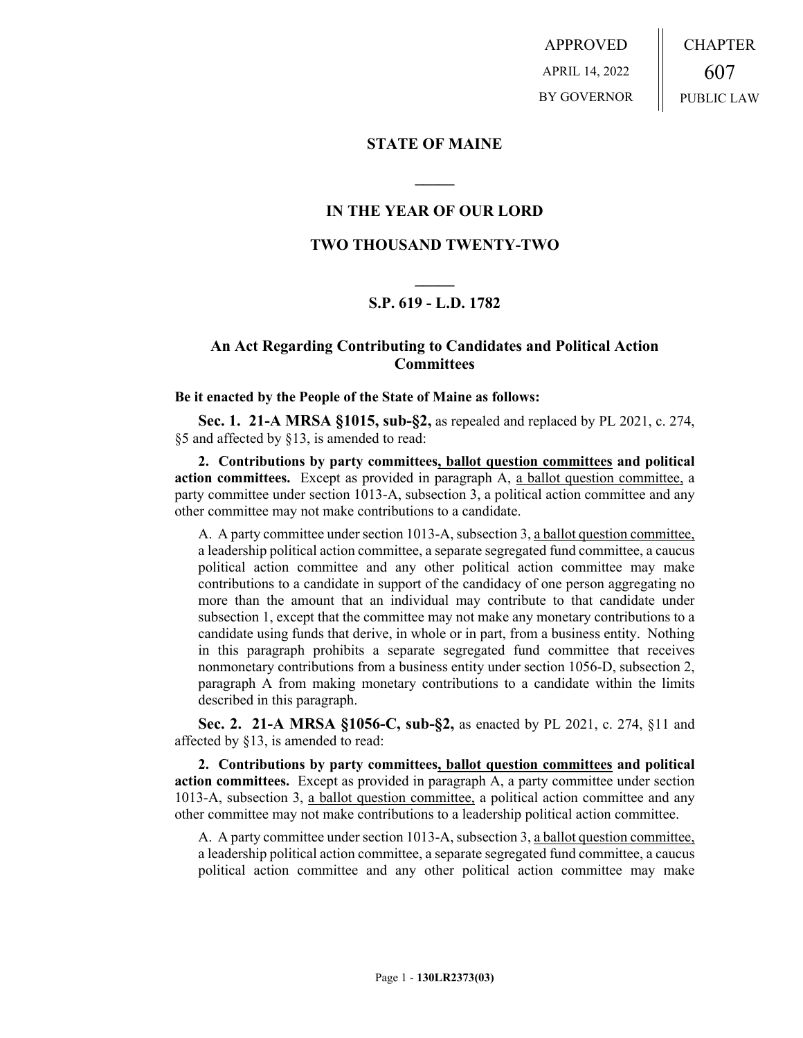APPROVED
APRIL 14, 2022
BY GOVERNOR

CHAPTER
607
PUBLIC LAW

## STATE OF MAINE

## IN THE YEAR OF OUR LORD

## TWO THOUSAND TWENTY-TWO

## S.P. 619 - L.D. 1782

## An Act Regarding Contributing to Candidates and Political Action Committees

**Be it enacted by the People of the State of Maine as follows:**

**Sec. 1. 21-A MRSA §1015, sub-§2,** as repealed and replaced by PL 2021, c. 274, §5 and affected by §13, is amended to read:

**2. Contributions by party committees, ballot question committees and political action committees.** Except as provided in paragraph A, a ballot question committee, a party committee under section 1013-A, subsection 3, a political action committee and any other committee may not make contributions to a candidate.

A. A party committee under section 1013-A, subsection 3, a ballot question committee, a leadership political action committee, a separate segregated fund committee, a caucus political action committee and any other political action committee may make contributions to a candidate in support of the candidacy of one person aggregating no more than the amount that an individual may contribute to that candidate under subsection 1, except that the committee may not make any monetary contributions to a candidate using funds that derive, in whole or in part, from a business entity. Nothing in this paragraph prohibits a separate segregated fund committee that receives nonmonetary contributions from a business entity under section 1056-D, subsection 2, paragraph A from making monetary contributions to a candidate within the limits described in this paragraph.

**Sec. 2. 21-A MRSA §1056-C, sub-§2,** as enacted by PL 2021, c. 274, §11 and affected by §13, is amended to read:

**2. Contributions by party committees, ballot question committees and political action committees.** Except as provided in paragraph A, a party committee under section 1013-A, subsection 3, a ballot question committee, a political action committee and any other committee may not make contributions to a leadership political action committee.

A. A party committee under section 1013-A, subsection 3, a ballot question committee, a leadership political action committee, a separate segregated fund committee, a caucus political action committee and any other political action committee may make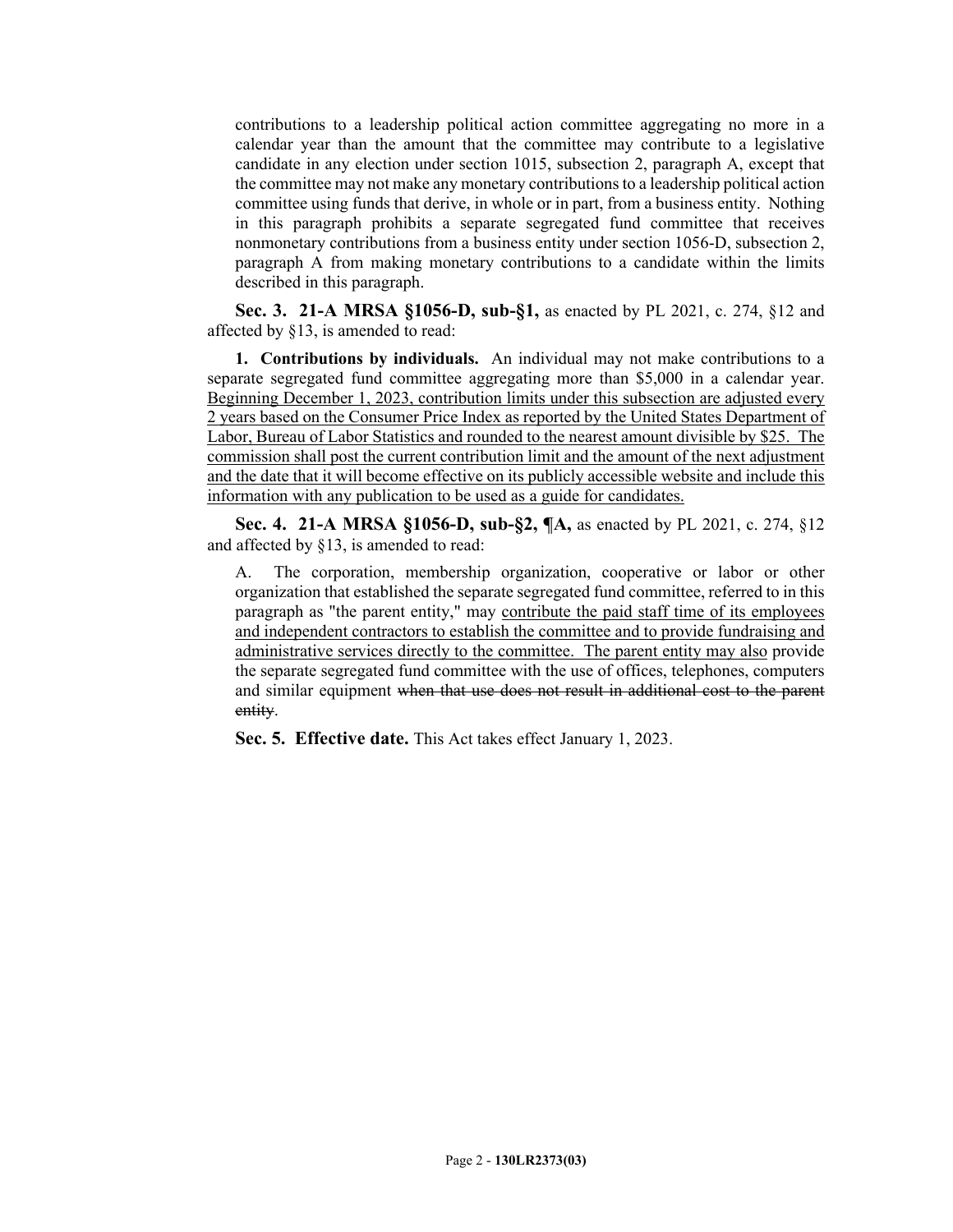contributions to a leadership political action committee aggregating no more in a calendar year than the amount that the committee may contribute to a legislative candidate in any election under section 1015, subsection 2, paragraph A, except that the committee may not make any monetary contributions to a leadership political action committee using funds that derive, in whole or in part, from a business entity. Nothing in this paragraph prohibits a separate segregated fund committee that receives nonmonetary contributions from a business entity under section 1056-D, subsection 2, paragraph A from making monetary contributions to a candidate within the limits described in this paragraph.

**Sec. 3. 21-A MRSA §1056-D, sub-§1,** as enacted by PL 2021, c. 274, §12 and affected by §13, is amended to read:

**1. Contributions by individuals.** An individual may not make contributions to a separate segregated fund committee aggregating more than $5,000 in a calendar year. <u>Beginning December 1, 2023, contribution limits under this subsection are adjusted every 2 years based on the Consumer Price Index as reported by the United States Department of Labor, Bureau of Labor Statistics and rounded to the nearest amount divisible by $25. The commission shall post the current contribution limit and the amount of the next adjustment and the date that it will become effective on its publicly accessible website and include this information with any publication to be used as a guide for candidates.</u>

**Sec. 4. 21-A MRSA §1056-D, sub-§2, ¶A,** as enacted by PL 2021, c. 274, §12 and affected by §13, is amended to read:

A. The corporation, membership organization, cooperative or labor or other organization that established the separate segregated fund committee, referred to in this paragraph as "the parent entity," may <u>contribute the paid staff time of its employees and independent contractors to establish the committee and to provide fundraising and administrative services directly to the committee. The parent entity may also</u> provide the separate segregated fund committee with the use of offices, telephones, computers and similar equipment ~~when that use does not result in additional cost to the parent entity~~.

**Sec. 5. Effective date.** This Act takes effect January 1, 2023.